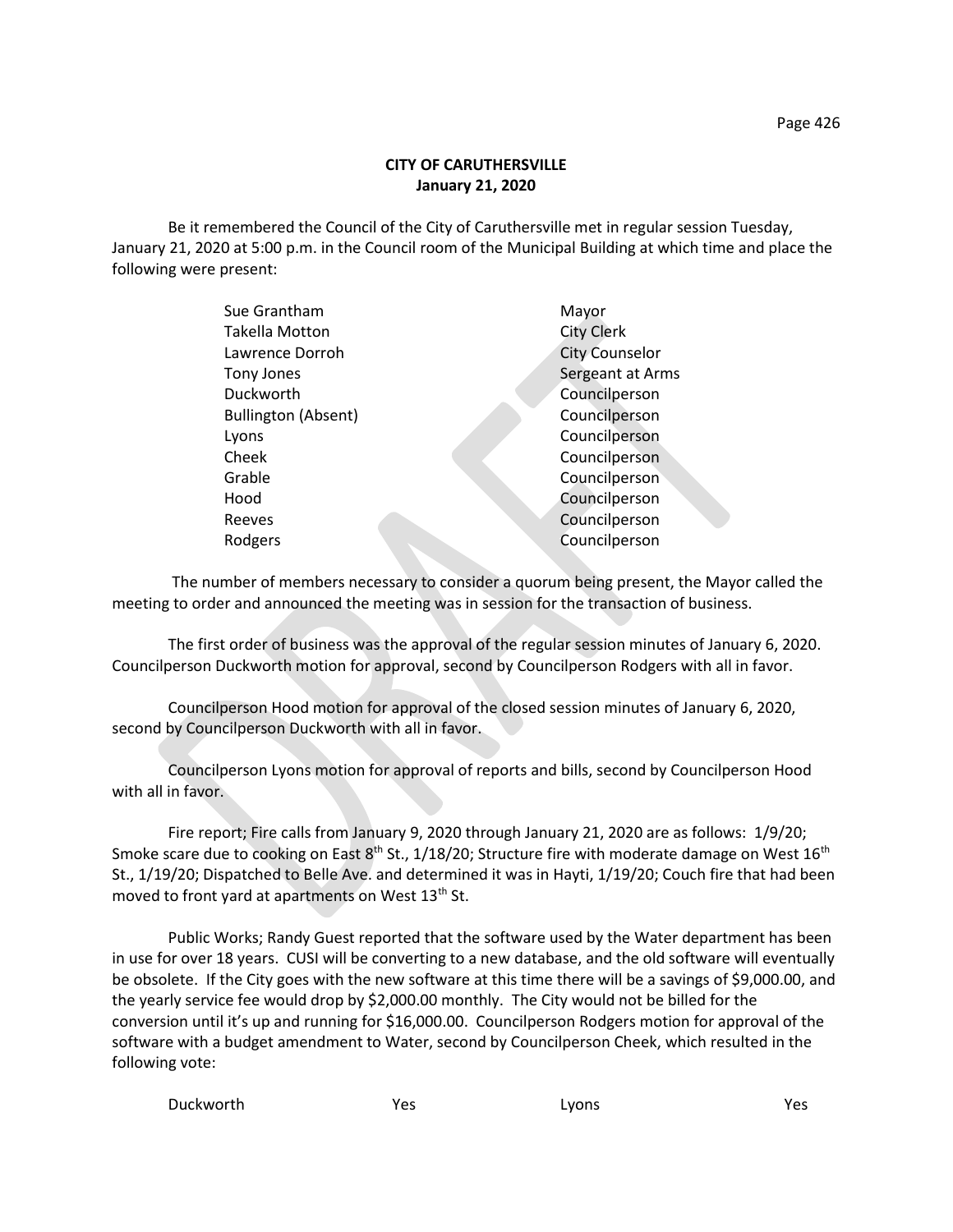**CITY OF CARUTHERSVILLE**
**January 21, 2020**

Be it remembered the Council of the City of Caruthersville met in regular session Tuesday, January 21, 2020 at 5:00 p.m. in the Council room of the Municipal Building at which time and place the following were present:

| | |
|---|---|
| Sue Grantham | Mayor |
| Takella Motton | City Clerk |
| Lawrence Dorroh | City Counselor |
| Tony Jones | Sergeant at Arms |
| Duckworth | Councilperson |
| Bullington (Absent) | Councilperson |
| Lyons | Councilperson |
| Cheek | Councilperson |
| Grable | Councilperson |
| Hood | Councilperson |
| Reeves | Councilperson |
| Rodgers | Councilperson |

The number of members necessary to consider a quorum being present, the Mayor called the meeting to order and announced the meeting was in session for the transaction of business.

The first order of business was the approval of the regular session minutes of January 6, 2020. Councilperson Duckworth motion for approval, second by Councilperson Rodgers with all in favor.

Councilperson Hood motion for approval of the closed session minutes of January 6, 2020, second by Councilperson Duckworth with all in favor.

Councilperson Lyons motion for approval of reports and bills, second by Councilperson Hood with all in favor.

Fire report; Fire calls from January 9, 2020 through January 21, 2020 are as follows: 1/9/20; Smoke scare due to cooking on East 8th St., 1/18/20; Structure fire with moderate damage on West 16th St., 1/19/20; Dispatched to Belle Ave. and determined it was in Hayti, 1/19/20; Couch fire that had been moved to front yard at apartments on West 13th St.

Public Works; Randy Guest reported that the software used by the Water department has been in use for over 18 years. CUSI will be converting to a new database, and the old software will eventually be obsolete. If the City goes with the new software at this time there will be a savings of $9,000.00, and the yearly service fee would drop by $2,000.00 monthly. The City would not be billed for the conversion until it's up and running for $16,000.00. Councilperson Rodgers motion for approval of the software with a budget amendment to Water, second by Councilperson Cheek, which resulted in the following vote:

| | | | |
|---|---|---|---|
| Duckworth | Yes | Lyons | Yes |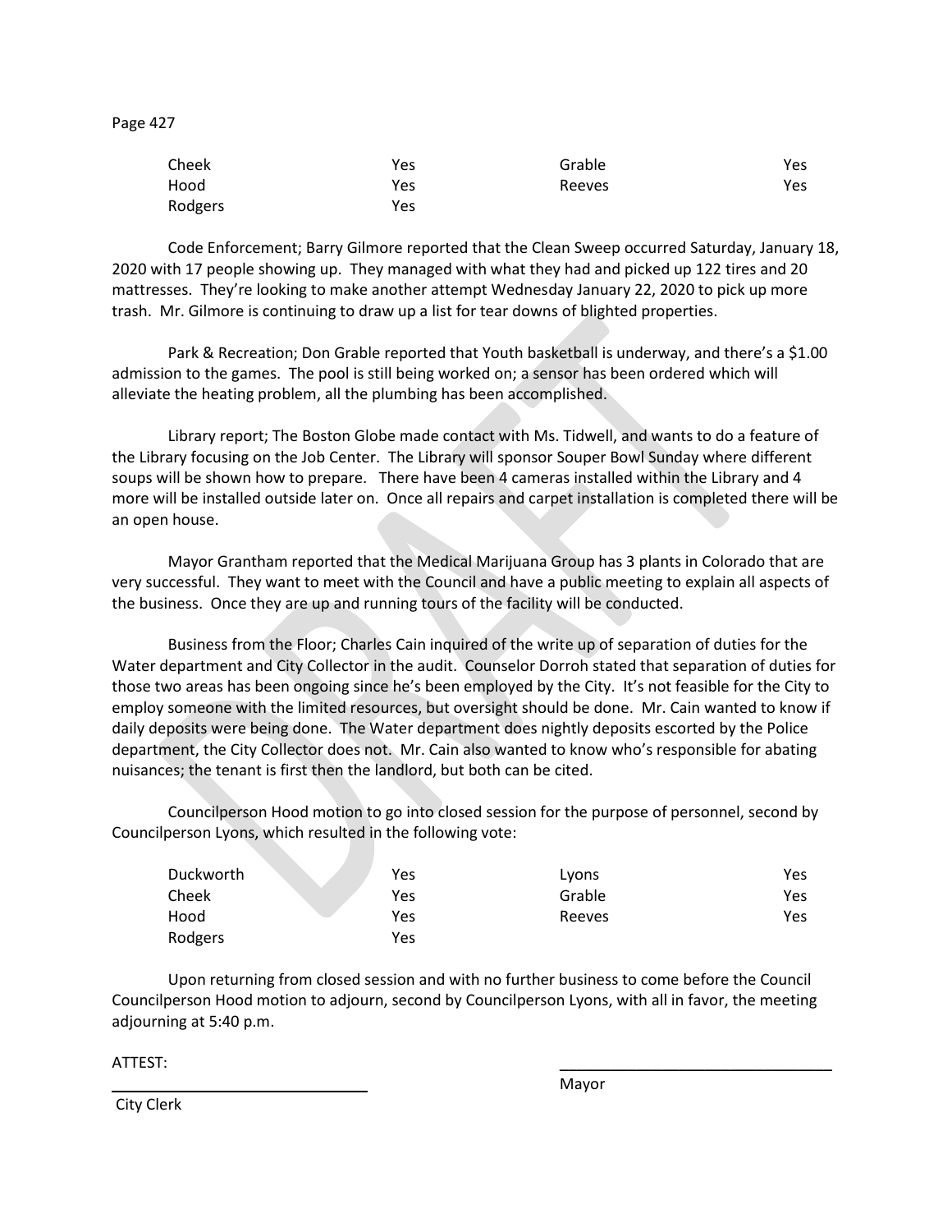| | | | |
|---|---|---|---|
| Cheek | Yes | Grable | Yes |
| Hood | Yes | Reeves | Yes |
| Rodgers | Yes | | |

Code Enforcement; Barry Gilmore reported that the Clean Sweep occurred Saturday, January 18, 2020 with 17 people showing up. They managed with what they had and picked up 122 tires and 20 mattresses. They're looking to make another attempt Wednesday January 22, 2020 to pick up more trash. Mr. Gilmore is continuing to draw up a list for tear downs of blighted properties.

Park & Recreation; Don Grable reported that Youth basketball is underway, and there's a $1.00 admission to the games. The pool is still being worked on; a sensor has been ordered which will alleviate the heating problem, all the plumbing has been accomplished.

Library report; The Boston Globe made contact with Ms. Tidwell, and wants to do a feature of the Library focusing on the Job Center. The Library will sponsor Souper Bowl Sunday where different soups will be shown how to prepare. There have been 4 cameras installed within the Library and 4 more will be installed outside later on. Once all repairs and carpet installation is completed there will be an open house.

Mayor Grantham reported that the Medical Marijuana Group has 3 plants in Colorado that are very successful. They want to meet with the Council and have a public meeting to explain all aspects of the business. Once they are up and running tours of the facility will be conducted.

Business from the Floor; Charles Cain inquired of the write up of separation of duties for the Water department and City Collector in the audit. Counselor Dorroh stated that separation of duties for those two areas has been ongoing since he's been employed by the City. It's not feasible for the City to employ someone with the limited resources, but oversight should be done. Mr. Cain wanted to know if daily deposits were being done. The Water department does nightly deposits escorted by the Police department, the City Collector does not. Mr. Cain also wanted to know who's responsible for abating nuisances; the tenant is first then the landlord, but both can be cited.

Councilperson Hood motion to go into closed session for the purpose of personnel, second by Councilperson Lyons, which resulted in the following vote:

| | | | |
|---|---|---|---|
| Duckworth | Yes | Lyons | Yes |
| Cheek | Yes | Grable | Yes |
| Hood | Yes | Reeves | Yes |
| Rodgers | Yes | | |

Upon returning from closed session and with no further business to come before the Council Councilperson Hood motion to adjourn, second by Councilperson Lyons, with all in favor, the meeting adjourning at 5:40 p.m.

ATTEST:

\_\_\_\_\_\_\_\_\_\_\_\_\_\_\_\_\_\_\_\_\_\_\_\_\_\_\_\_\_\_
City Clerk

\_\_\_\_\_\_\_\_\_\_\_\_\_\_\_\_\_\_\_\_\_\_\_\_\_\_\_\_\_\_
Mayor